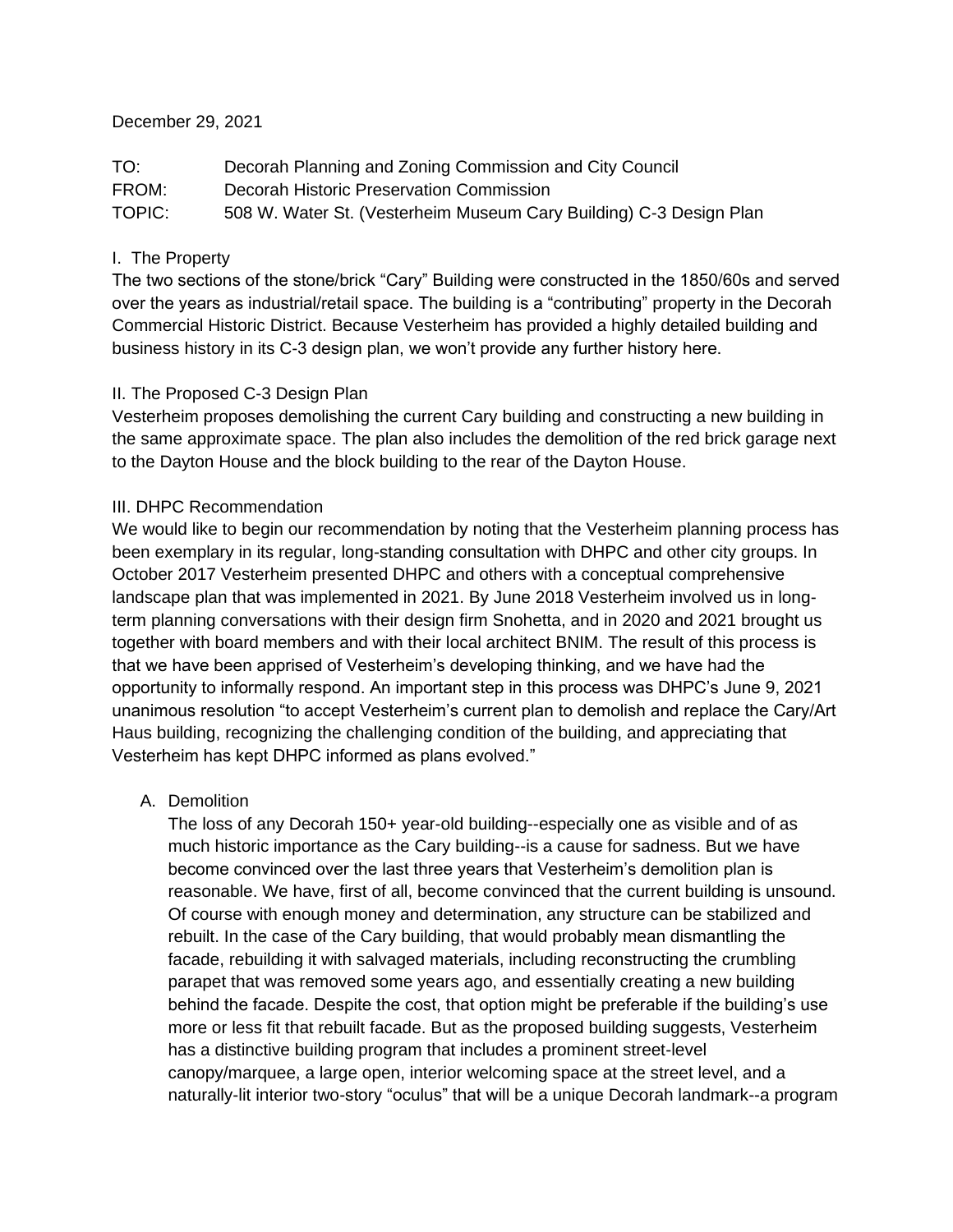December 29, 2021

TO: Decorah Planning and Zoning Commission and City Council
FROM: Decorah Historic Preservation Commission
TOPIC: 508 W. Water St. (Vesterheim Museum Cary Building) C-3 Design Plan

## I. The Property

The two sections of the stone/brick "Cary" Building were constructed in the 1850/60s and served over the years as industrial/retail space. The building is a "contributing" property in the Decorah Commercial Historic District. Because Vesterheim has provided a highly detailed building and business history in its C-3 design plan, we won't provide any further history here.

## II. The Proposed C-3 Design Plan

Vesterheim proposes demolishing the current Cary building and constructing a new building in the same approximate space. The plan also includes the demolition of the red brick garage next to the Dayton House and the block building to the rear of the Dayton House.

## III. DHPC Recommendation

We would like to begin our recommendation by noting that the Vesterheim planning process has been exemplary in its regular, long-standing consultation with DHPC and other city groups. In October 2017 Vesterheim presented DHPC and others with a conceptual comprehensive landscape plan that was implemented in 2021. By June 2018 Vesterheim involved us in long-term planning conversations with their design firm Snohetta, and in 2020 and 2021 brought us together with board members and with their local architect BNIM. The result of this process is that we have been apprised of Vesterheim's developing thinking, and we have had the opportunity to informally respond. An important step in this process was DHPC's June 9, 2021 unanimous resolution "to accept Vesterheim's current plan to demolish and replace the Cary/Art Haus building, recognizing the challenging condition of the building, and appreciating that Vesterheim has kept DHPC informed as plans evolved."

### A. Demolition

The loss of any Decorah 150+ year-old building--especially one as visible and of as much historic importance as the Cary building--is a cause for sadness. But we have become convinced over the last three years that Vesterheim's demolition plan is reasonable. We have, first of all, become convinced that the current building is unsound. Of course with enough money and determination, any structure can be stabilized and rebuilt. In the case of the Cary building, that would probably mean dismantling the facade, rebuilding it with salvaged materials, including reconstructing the crumbling parapet that was removed some years ago, and essentially creating a new building behind the facade. Despite the cost, that option might be preferable if the building's use more or less fit that rebuilt facade. But as the proposed building suggests, Vesterheim has a distinctive building program that includes a prominent street-level canopy/marquee, a large open, interior welcoming space at the street level, and a naturally-lit interior two-story "oculus" that will be a unique Decorah landmark--a program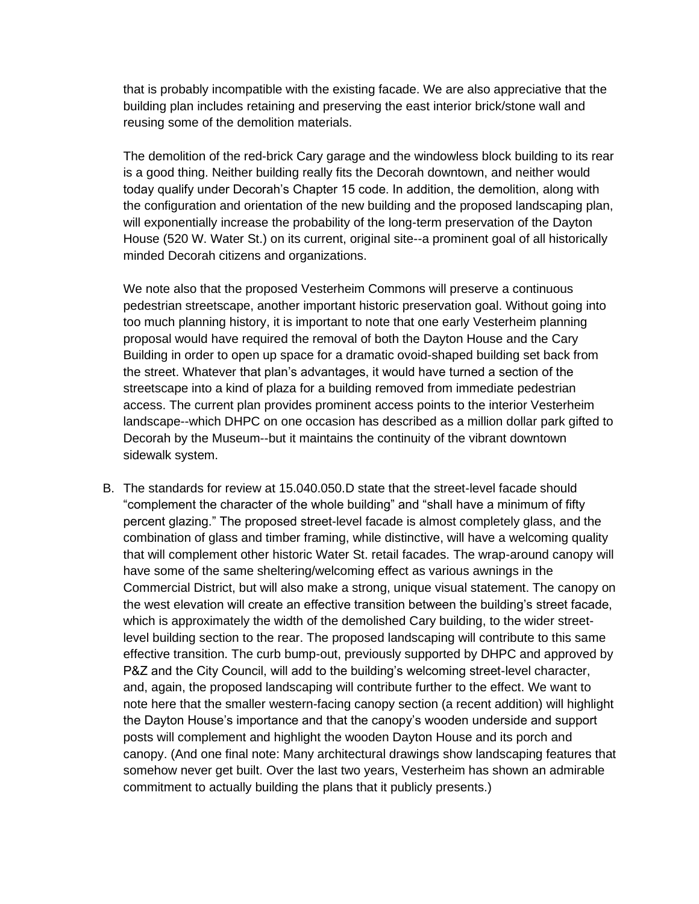that is probably incompatible with the existing facade. We are also appreciative that the building plan includes retaining and preserving the east interior brick/stone wall and reusing some of the demolition materials.

The demolition of the red-brick Cary garage and the windowless block building to its rear is a good thing. Neither building really fits the Decorah downtown, and neither would today qualify under Decorah's Chapter 15 code. In addition, the demolition, along with the configuration and orientation of the new building and the proposed landscaping plan, will exponentially increase the probability of the long-term preservation of the Dayton House (520 W. Water St.) on its current, original site--a prominent goal of all historically minded Decorah citizens and organizations.

We note also that the proposed Vesterheim Commons will preserve a continuous pedestrian streetscape, another important historic preservation goal. Without going into too much planning history, it is important to note that one early Vesterheim planning proposal would have required the removal of both the Dayton House and the Cary Building in order to open up space for a dramatic ovoid-shaped building set back from the street. Whatever that plan's advantages, it would have turned a section of the streetscape into a kind of plaza for a building removed from immediate pedestrian access. The current plan provides prominent access points to the interior Vesterheim landscape--which DHPC on one occasion has described as a million dollar park gifted to Decorah by the Museum--but it maintains the continuity of the vibrant downtown sidewalk system.

B. The standards for review at 15.040.050.D state that the street-level facade should "complement the character of the whole building" and "shall have a minimum of fifty percent glazing." The proposed street-level facade is almost completely glass, and the combination of glass and timber framing, while distinctive, will have a welcoming quality that will complement other historic Water St. retail facades. The wrap-around canopy will have some of the same sheltering/welcoming effect as various awnings in the Commercial District, but will also make a strong, unique visual statement. The canopy on the west elevation will create an effective transition between the building's street facade, which is approximately the width of the demolished Cary building, to the wider street-level building section to the rear. The proposed landscaping will contribute to this same effective transition. The curb bump-out, previously supported by DHPC and approved by P&Z and the City Council, will add to the building's welcoming street-level character, and, again, the proposed landscaping will contribute further to the effect. We want to note here that the smaller western-facing canopy section (a recent addition) will highlight the Dayton House's importance and that the canopy's wooden underside and support posts will complement and highlight the wooden Dayton House and its porch and canopy. (And one final note: Many architectural drawings show landscaping features that somehow never get built. Over the last two years, Vesterheim has shown an admirable commitment to actually building the plans that it publicly presents.)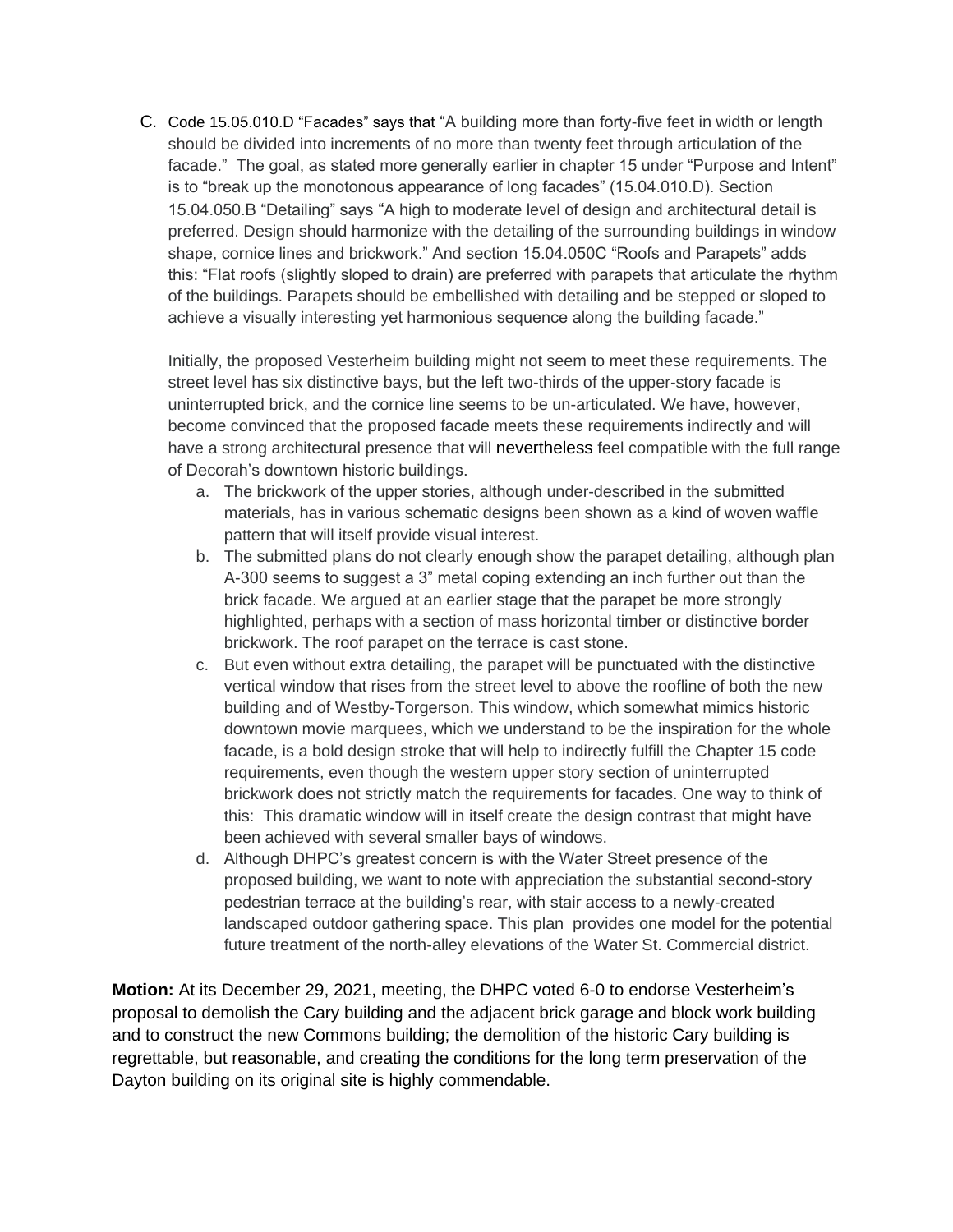C. Code 15.05.010.D "Facades" says that "A building more than forty-five feet in width or length should be divided into increments of no more than twenty feet through articulation of the facade." The goal, as stated more generally earlier in chapter 15 under "Purpose and Intent" is to "break up the monotonous appearance of long facades" (15.04.010.D). Section 15.04.050.B "Detailing" says "A high to moderate level of design and architectural detail is preferred. Design should harmonize with the detailing of the surrounding buildings in window shape, cornice lines and brickwork." And section 15.04.050C "Roofs and Parapets" adds this: "Flat roofs (slightly sloped to drain) are preferred with parapets that articulate the rhythm of the buildings. Parapets should be embellished with detailing and be stepped or sloped to achieve a visually interesting yet harmonious sequence along the building facade."

   Initially, the proposed Vesterheim building might not seem to meet these requirements. The street level has six distinctive bays, but the left two-thirds of the upper-story facade is uninterrupted brick, and the cornice line seems to be un-articulated. We have, however, become convinced that the proposed facade meets these requirements indirectly and will have a strong architectural presence that will nevertheless feel compatible with the full range of Decorah's downtown historic buildings.

   a. The brickwork of the upper stories, although under-described in the submitted materials, has in various schematic designs been shown as a kind of woven waffle pattern that will itself provide visual interest.
   b. The submitted plans do not clearly enough show the parapet detailing, although plan A-300 seems to suggest a 3" metal coping extending an inch further out than the brick facade. We argued at an earlier stage that the parapet be more strongly highlighted, perhaps with a section of mass horizontal timber or distinctive border brickwork. The roof parapet on the terrace is cast stone.
   c. But even without extra detailing, the parapet will be punctuated with the distinctive vertical window that rises from the street level to above the roofline of both the new building and of Westby-Torgerson. This window, which somewhat mimics historic downtown movie marquees, which we understand to be the inspiration for the whole facade, is a bold design stroke that will help to indirectly fulfill the Chapter 15 code requirements, even though the western upper story section of uninterrupted brickwork does not strictly match the requirements for facades. One way to think of this: This dramatic window will in itself create the design contrast that might have been achieved with several smaller bays of windows.
   d. Although DHPC's greatest concern is with the Water Street presence of the proposed building, we want to note with appreciation the substantial second-story pedestrian terrace at the building's rear, with stair access to a newly-created landscaped outdoor gathering space. This plan provides one model for the potential future treatment of the north-alley elevations of the Water St. Commercial district.

**Motion:** At its December 29, 2021, meeting, the DHPC voted 6-0 to endorse Vesterheim's proposal to demolish the Cary building and the adjacent brick garage and block work building and to construct the new Commons building; the demolition of the historic Cary building is regrettable, but reasonable, and creating the conditions for the long term preservation of the Dayton building on its original site is highly commendable.